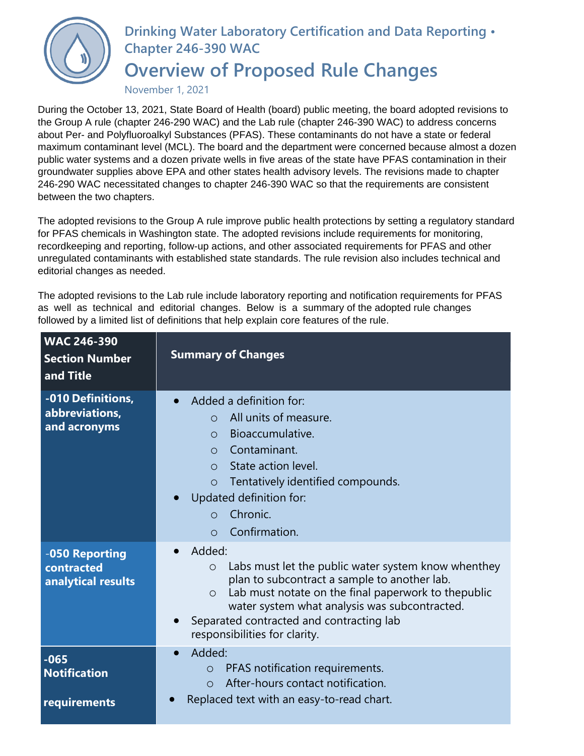# Drinking Water Laboratory Certification and Data Reporting • Chapter 246-390 WAC

## Overview of Proposed Rule Changes

November 1, 2021

During the October 13, 2021, State Board of Health (board) public meeting, the board adopted revisions to the Group A rule (chapter 246-290 WAC) and the Lab rule (chapter 246-390 WAC) to address concerns about Per- and Polyfluoroalkyl Substances (PFAS). These contaminants do not have a state or federal maximum contaminant level (MCL). The board and the department were concerned because almost a dozen public water systems and a dozen private wells in five areas of the state have PFAS contamination in their groundwater supplies above EPA and other states health advisory levels. The revisions made to chapter 246-290 WAC necessitated changes to chapter 246-390 WAC so that the requirements are consistent between the two chapters.

The adopted revisions to the Group A rule improve public health protections by setting a regulatory standard for PFAS chemicals in Washington state. The adopted revisions include requirements for monitoring, recordkeeping and reporting, follow-up actions, and other associated requirements for PFAS and other unregulated contaminants with established state standards. The rule revision also includes technical and editorial changes as needed.

The adopted revisions to the Lab rule include laboratory reporting and notification requirements for PFAS as well as technical and editorial changes. Below is a summary of the adopted rule changes followed by a limited list of definitions that help explain core features of the rule.

| WAC 246-390 Section Number and Title | Summary of Changes |
|---|---|
| -010 Definitions, abbreviations, and acronyms | • Added a definition for:<br>  ○ All units of measure.<br>  ○ Bioaccumulative.<br>  ○ Contaminant.<br>  ○ State action level.<br>  ○ Tentatively identified compounds.<br>• Updated definition for:<br>  ○ Chronic.<br>  ○ Confirmation. |
| -050 Reporting contracted analytical results | • Added:<br>  ○ Labs must let the public water system know whenthey plan to subcontract a sample to another lab.<br>  ○ Lab must notate on the final paperwork to thepublic water system what analysis was subcontracted.<br>• Separated contracted and contracting lab responsibilities for clarity. |
| -065 Notification requirements | • Added:<br>  ○ PFAS notification requirements.<br>  ○ After-hours contact notification.<br>• Replaced text with an easy-to-read chart. |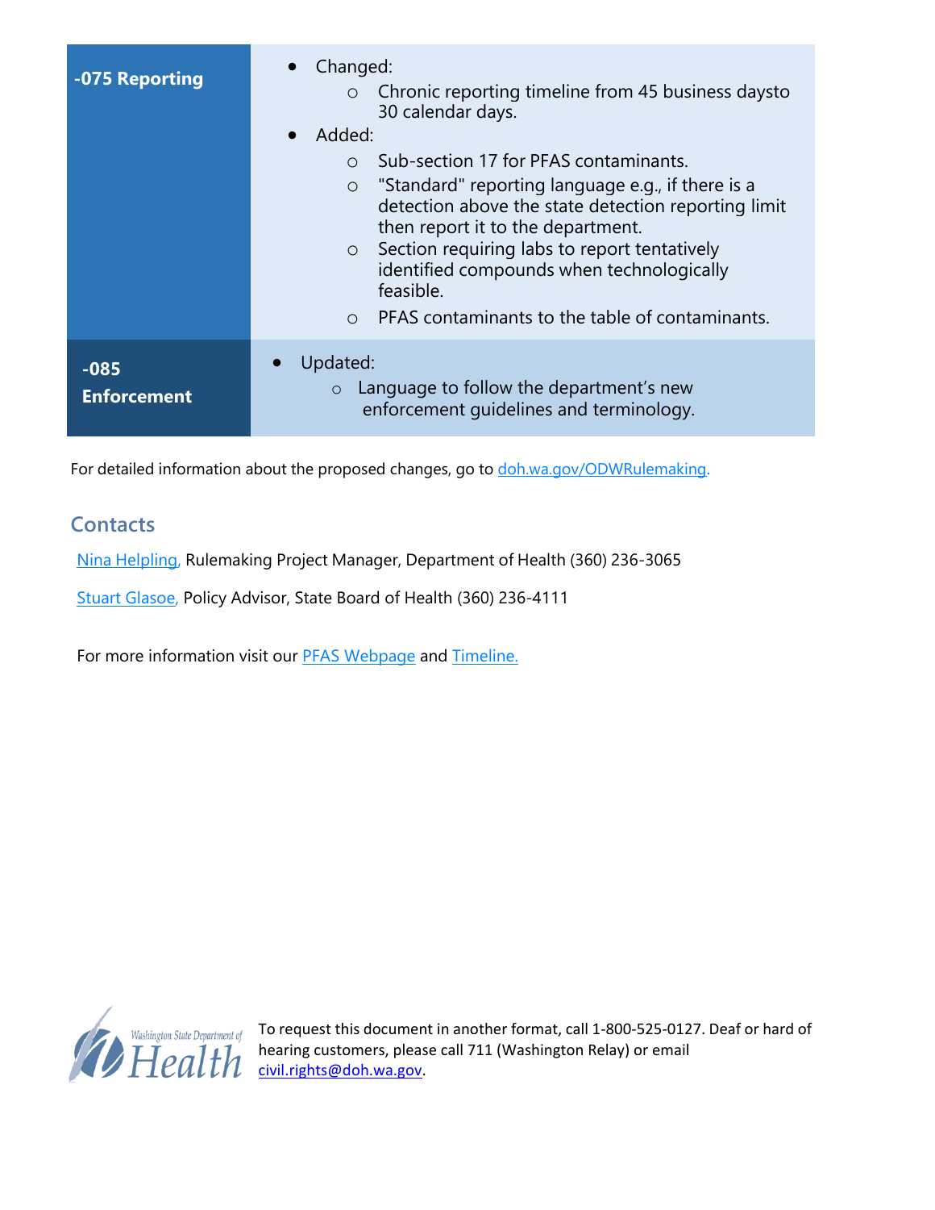| | |
|---|---|
| **-075 Reporting** | • Changed:<br>  ○ Chronic reporting timeline from 45 business daysto 30 calendar days.<br>• Added:<br>  ○ Sub-section 17 for PFAS contaminants.<br>  ○ "Standard" reporting language e.g., if there is a detection above the state detection reporting limit then report it to the department.<br>  ○ Section requiring labs to report tentatively identified compounds when technologically feasible.<br>  ○ PFAS contaminants to the table of contaminants. |
| **-085 Enforcement** | • Updated:<br>  ○ Language to follow the department's new enforcement guidelines and terminology. |

For detailed information about the proposed changes, go to doh.wa.gov/ODWRulemaking.

## Contacts

Nina Helpling, Rulemaking Project Manager, Department of Health (360) 236-3065

Stuart Glasoe, Policy Advisor, State Board of Health (360) 236-4111

For more information visit our PFAS Webpage and Timeline.

Washington State Department of Health

To request this document in another format, call 1-800-525-0127. Deaf or hard of hearing customers, please call 711 (Washington Relay) or email civil.rights@doh.wa.gov.